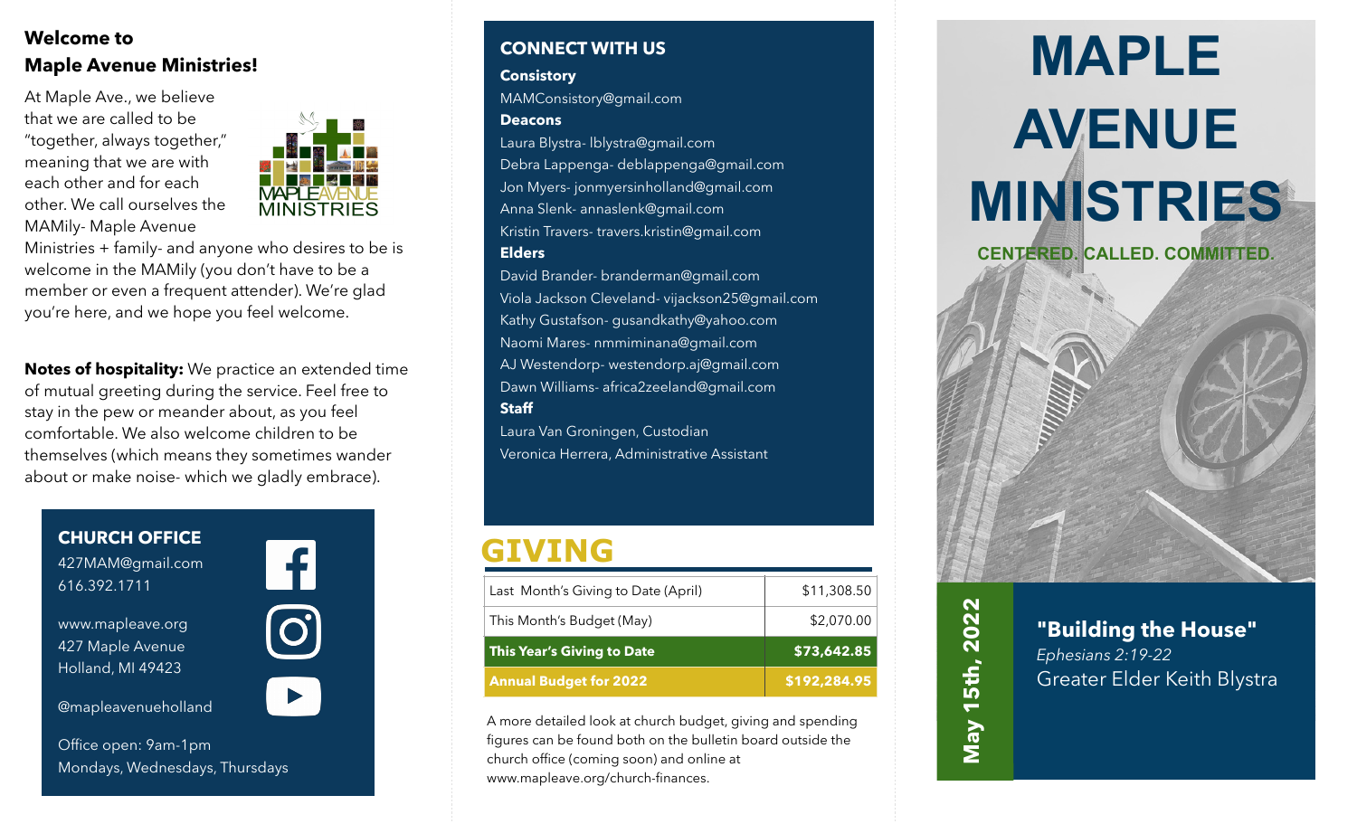## Welcome to Maple Avenue Ministries!

At Maple Ave., we believe that we are called to be "together, always together," meaning that we are with each other and for each other. We call ourselves the MAMily- Maple Avenue Ministries + family- and anyone who desires to be is welcome in the MAMily (you don't have to be a member or even a frequent attender). We're glad you're here, and we hope you feel welcome.

**Notes of hospitality:** We practice an extended time of mutual greeting during the service. Feel free to stay in the pew or meander about, as you feel comfortable. We also welcome children to be themselves (which means they sometimes wander about or make noise- which we gladly embrace).

### CHURCH OFFICE

427MAM@gmail.com
616.392.1711

www.mapleave.org
427 Maple Avenue
Holland, MI 49423

@mapleavenueholland

Office open: 9am-1pm
Mondays, Wednesdays, Thursdays

### CONNECT WITH US

**Consistory**

MAMConsistory@gmail.com

**Deacons**

Laura Blystra- lblystra@gmail.com
Debra Lappenga- deblappenga@gmail.com
Jon Myers- jonmyersinholland@gmail.com
Anna Slenk- annaslenk@gmail.com
Kristin Travers- travers.kristin@gmail.com

**Elders**

David Brander- branderman@gmail.com
Viola Jackson Cleveland- vijackson25@gmail.com
Kathy Gustafson- gusandkathy@yahoo.com
Naomi Mares- nmmiminana@gmail.com
AJ Westendorp- westendorp.aj@gmail.com
Dawn Williams- africa2zeeland@gmail.com

**Staff**

Laura Van Groningen, Custodian
Veronica Herrera, Administrative Assistant

## GIVING

| | |
|---|---|
| Last Month's Giving to Date (April) | $11,308.50 |
| This Month's Budget (May) | $2,070.00 |
| **This Year's Giving to Date** | **$73,642.85** |
| **Annual Budget for 2022** | **$192,284.95** |

A more detailed look at church budget, giving and spending figures can be found both on the bulletin board outside the church office (coming soon) and online at www.mapleave.org/church-finances.

# MAPLE AVENUE MINISTRIES

**CENTERED. CALLED. COMMITTED.**

**May 15th, 2022**

**"Building the House"**
*Ephesians 2:19-22*
Greater Elder Keith Blystra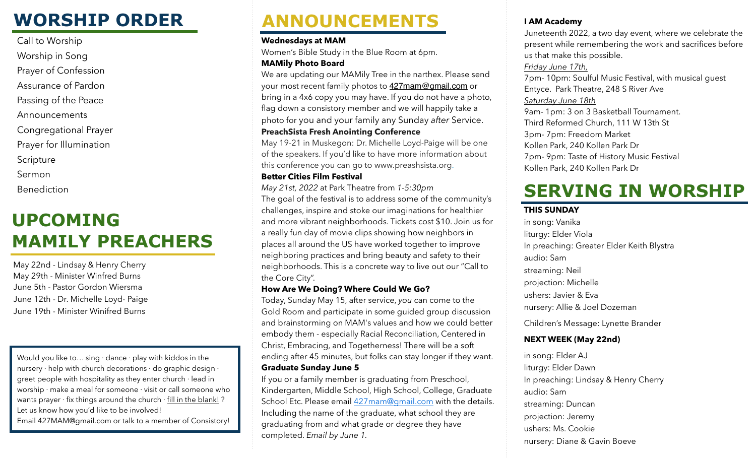# WORSHIP ORDER

Call to Worship
Worship in Song
Prayer of Confession
Assurance of Pardon
Passing of the Peace
Announcements
Congregational Prayer
Prayer for Illumination
Scripture
Sermon
Benediction

# UPCOMING MAMILY PREACHERS

May 22nd - Lindsay & Henry Cherry
May 29th - Minister Winfred Burns
June 5th - Pastor Gordon Wiersma
June 12th - Dr. Michelle Loyd- Paige
June 19th - Minister Winifred Burns

Would you like to… sing · dance · play with kiddos in the nursery · help with church decorations · do graphic design · greet people with hospitality as they enter church · lead in worship · make a meal for someone · visit or call someone who wants prayer · fix things around the church · fill in the blank! ? Let us know how you'd like to be involved!
Email 427MAM@gmail.com or talk to a member of Consistory!

# ANNOUNCEMENTS

**Wednesdays at MAM**
Women's Bible Study in the Blue Room at 6pm.

**MAMily Photo Board**
We are updating our MAMily Tree in the narthex. Please send your most recent family photos to 427mam@gmail.com or bring in a 4x6 copy you may have. If you do not have a photo, flag down a consistory member and we will happily take a photo for you and your family any Sunday *after* Service.

**PreachSista Fresh Anointing Conference**
May 19-21 in Muskegon: Dr. Michelle Loyd-Paige will be one of the speakers. If you'd like to have more information about this conference you can go to www.preashsista.org.

**Better Cities Film Festival**
*May 21st, 2022* at Park Theatre from *1-5:30pm*
The goal of the festival is to address some of the community's challenges, inspire and stoke our imaginations for healthier and more vibrant neighborhoods. Tickets cost $10. Join us for a really fun day of movie clips showing how neighbors in places all around the US have worked together to improve neighboring practices and bring beauty and safety to their neighborhoods. This is a concrete way to live out our "Call to the Core City".

**How Are We Doing? Where Could We Go?**
Today, Sunday May 15, after service, *you* can come to the Gold Room and participate in some guided group discussion and brainstorming on MAM's values and how we could better embody them - especially Racial Reconciliation, Centered in Christ, Embracing, and Togetherness! There will be a soft ending after 45 minutes, but folks can stay longer if they want.

**Graduate Sunday June 5**
If you or a family member is graduating from Preschool, Kindergarten, Middle School, High School, College, Graduate School Etc. Please email 427mam@gmail.com with the details. Including the name of the graduate, what school they are graduating from and what grade or degree they have completed. *Email by June 1*.

**I AM Academy**
Juneteenth 2022, a two day event, where we celebrate the present while remembering the work and sacrifices before us that make this possible.

*Friday June 17th,*
7pm- 10pm: Soulful Music Festival, with musical guest Entyce. Park Theatre, 248 S River Ave

*Saturday June 18th*
9am- 1pm: 3 on 3 Basketball Tournament.
Third Reformed Church, 111 W 13th St
3pm- 7pm: Freedom Market
Kollen Park, 240 Kollen Park Dr
7pm- 9pm: Taste of History Music Festival
Kollen Park, 240 Kollen Park Dr

# SERVING IN WORSHIP

**THIS SUNDAY**
in song: Vanika
liturgy: Elder Viola
In preaching: Greater Elder Keith Blystra
audio: Sam
streaming: Neil
projection: Michelle
ushers: Javier & Eva
nursery: Allie & Joel Dozeman

Children's Message: Lynette Brander

**NEXT WEEK (May 22nd)**
in song: Elder AJ
liturgy: Elder Dawn
In preaching: Lindsay & Henry Cherry
audio: Sam
streaming: Duncan
projection: Jeremy
ushers: Ms. Cookie
nursery: Diane & Gavin Boeve